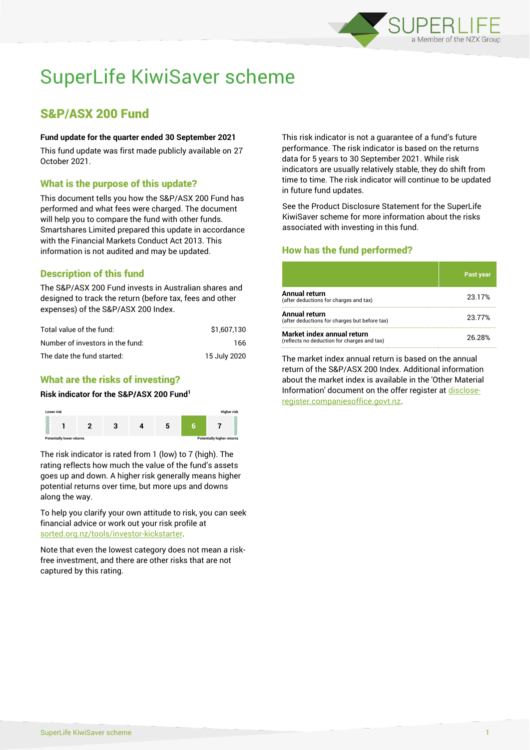# SuperLife KiwiSaver scheme

## S&P/ASX 200 Fund

**Fund update for the quarter ended 30 September 2021**

This fund update was first made publicly available on 27 October 2021.

### What is the purpose of this update?

This document tells you how the S&P/ASX 200 Fund has performed and what fees were charged. The document will help you to compare the fund with other funds. Smartshares Limited prepared this update in accordance with the Financial Markets Conduct Act 2013. This information is not audited and may be updated.

### Description of this fund

The S&P/ASX 200 Fund invests in Australian shares and designed to track the return (before tax, fees and other expenses) of the S&P/ASX 200 Index.

| | |
|---|---|
| Total value of the fund: | $1,607,130 |
| Number of investors in the fund: | 166 |
| The date the fund started: | 15 July 2020 |

### What are the risks of investing?

**Risk indicator for the S&P/ASX 200 Fund[1]**

| Lower risk | | | | | | Higher risk |
|---|---|---|---|---|---|---|
| 1 | 2 | 3 | 4 | 5 | **6** | 7 |
| Potentially lower returns | | | | | | Potentially higher returns |

The risk indicator is rated from 1 (low) to 7 (high). The rating reflects how much the value of the fund's assets goes up and down. A higher risk generally means higher potential returns over time, but more ups and downs along the way.

To help you clarify your own attitude to risk, you can seek financial advice or work out your risk profile at sorted.org.nz/tools/investor-kickstarter.

Note that even the lowest category does not mean a risk-free investment, and there are other risks that are not captured by this rating.

This risk indicator is not a guarantee of a fund's future performance. The risk indicator is based on the returns data for 5 years to 30 September 2021. While risk indicators are usually relatively stable, they do shift from time to time. The risk indicator will continue to be updated in future fund updates.

See the Product Disclosure Statement for the SuperLife KiwiSaver scheme for more information about the risks associated with investing in this fund.

### How has the fund performed?

| | Past year |
|---|---|
| **Annual return** (after deductions for charges and tax) | 23.17% |
| **Annual return** (after deductions for charges but before tax) | 23.77% |
| **Market index annual return** (reflects no deduction for charges and tax) | 26.28% |

The market index annual return is based on the annual return of the S&P/ASX 200 Index. Additional information about the market index is available in the 'Other Material Information' document on the offer register at disclose-register.companiesoffice.govt.nz.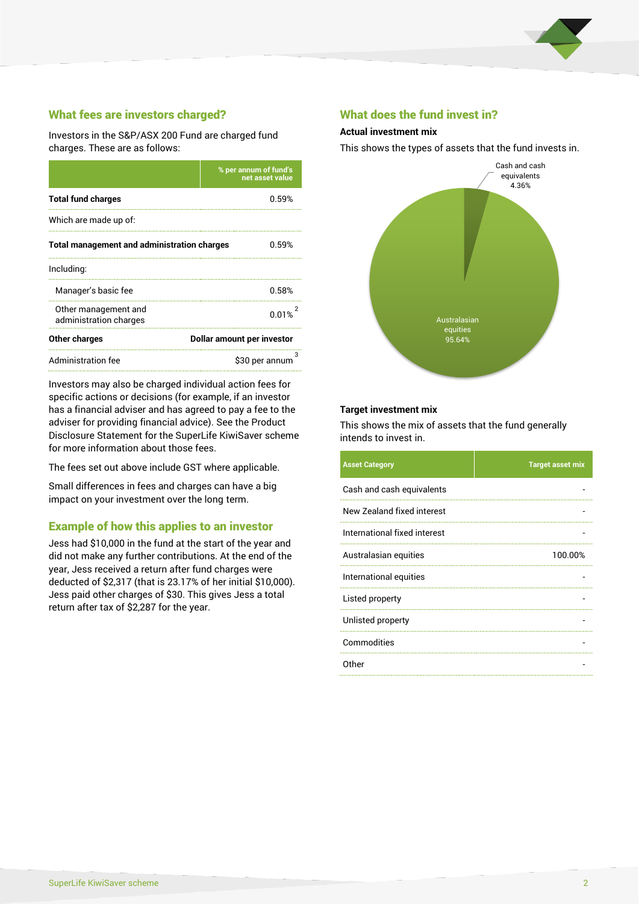## What fees are investors charged?

Investors in the S&P/ASX 200 Fund are charged fund charges. These are as follows:

| | % per annum of fund's net asset value |
|---|---|
| **Total fund charges** | 0.59% |
| Which are made up of: | |
| **Total management and administration charges** | 0.59% |
| Including: | |
| Manager's basic fee | 0.58% |
| Other management and administration charges | 0.01% [2] |
| **Other charges** | **Dollar amount per investor** |
| Administration fee | $30 per annum [3] |

Investors may also be charged individual action fees for specific actions or decisions (for example, if an investor has a financial adviser and has agreed to pay a fee to the adviser for providing financial advice). See the Product Disclosure Statement for the SuperLife KiwiSaver scheme for more information about those fees.

The fees set out above include GST where applicable.

Small differences in fees and charges can have a big impact on your investment over the long term.

## Example of how this applies to an investor

Jess had $10,000 in the fund at the start of the year and did not make any further contributions. At the end of the year, Jess received a return after fund charges were deducted of $2,317 (that is 23.17% of her initial $10,000). Jess paid other charges of $30. This gives Jess a total return after tax of $2,287 for the year.

## What does the fund invest in?

### Actual investment mix

This shows the types of assets that the fund invests in.

Cash and cash equivalents 4.36%

Australasian equities 95.64%

### Target investment mix

This shows the mix of assets that the fund generally intends to invest in.

| Asset Category | Target asset mix |
|---|---|
| Cash and cash equivalents | - |
| New Zealand fixed interest | - |
| International fixed interest | - |
| Australasian equities | 100.00% |
| International equities | - |
| Listed property | - |
| Unlisted property | - |
| Commodities | - |
| Other | - |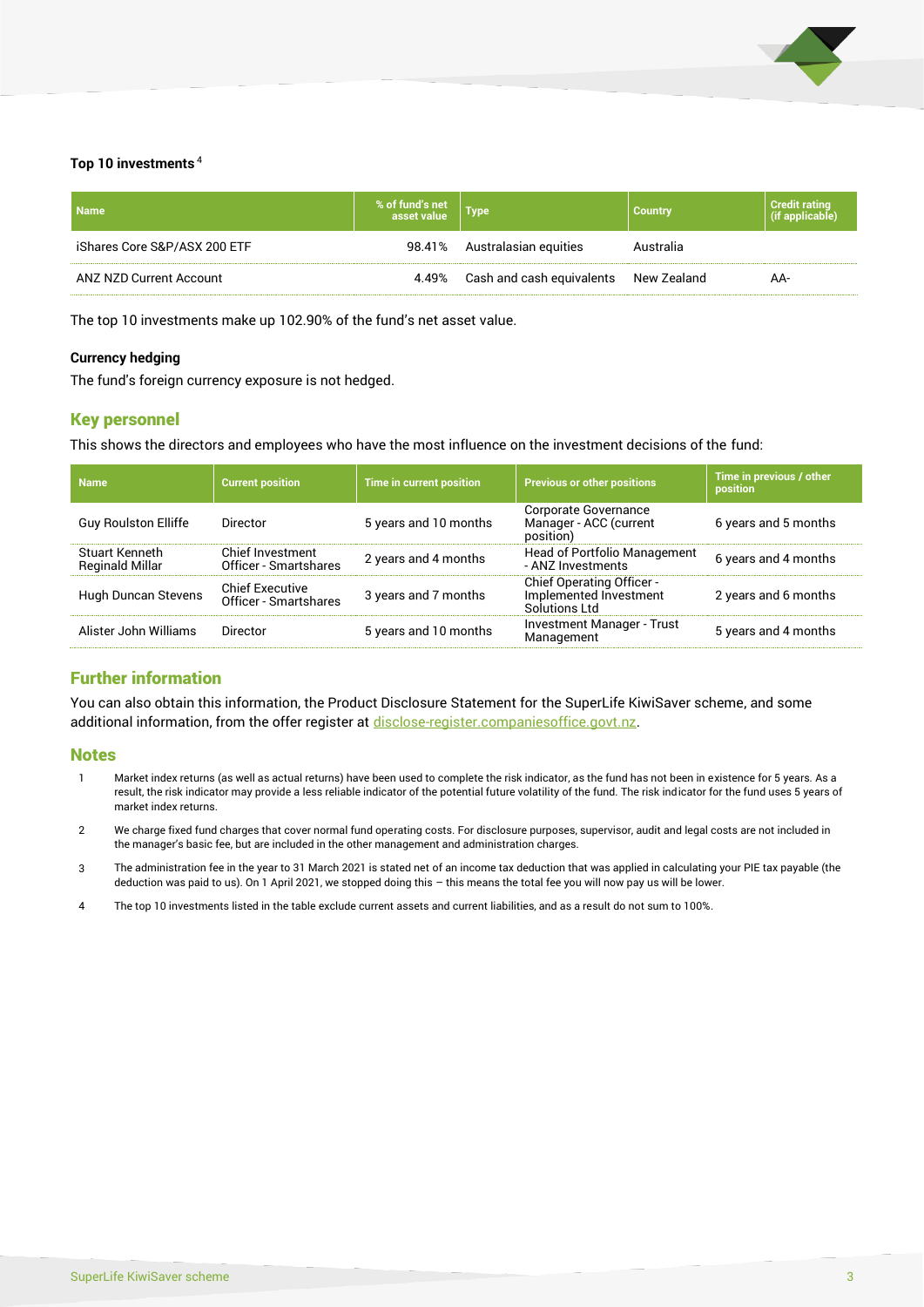**Top 10 investments**[4]

| Name | % of fund's net asset value | Type | Country | Credit rating (if applicable) |
|---|---|---|---|---|
| iShares Core S&P/ASX 200 ETF | 98.41% | Australasian equities | Australia | |
| ANZ NZD Current Account | 4.49% | Cash and cash equivalents | New Zealand | AA- |

The top 10 investments make up 102.90% of the fund's net asset value.

**Currency hedging**

The fund's foreign currency exposure is not hedged.

## Key personnel

This shows the directors and employees who have the most influence on the investment decisions of the fund:

| Name | Current position | Time in current position | Previous or other positions | Time in previous / other position |
|---|---|---|---|---|
| Guy Roulston Elliffe | Director | 5 years and 10 months | Corporate Governance Manager - ACC (current position) | 6 years and 5 months |
| Stuart Kenneth Reginald Millar | Chief Investment Officer - Smartshares | 2 years and 4 months | Head of Portfolio Management - ANZ Investments | 6 years and 4 months |
| Hugh Duncan Stevens | Chief Executive Officer - Smartshares | 3 years and 7 months | Chief Operating Officer - Implemented Investment Solutions Ltd | 2 years and 6 months |
| Alister John Williams | Director | 5 years and 10 months | Investment Manager - Trust Management | 5 years and 4 months |

## Further information

You can also obtain this information, the Product Disclosure Statement for the SuperLife KiwiSaver scheme, and some additional information, from the offer register at disclose-register.companiesoffice.govt.nz.

## Notes

1. Market index returns (as well as actual returns) have been used to complete the risk indicator, as the fund has not been in existence for 5 years. As a result, the risk indicator may provide a less reliable indicator of the potential future volatility of the fund. The risk indicator for the fund uses 5 years of market index returns.
2. We charge fixed fund charges that cover normal fund operating costs. For disclosure purposes, supervisor, audit and legal costs are not included in the manager's basic fee, but are included in the other management and administration charges.
3. The administration fee in the year to 31 March 2021 is stated net of an income tax deduction that was applied in calculating your PIE tax payable (the deduction was paid to us). On 1 April 2021, we stopped doing this – this means the total fee you will now pay us will be lower.
4. The top 10 investments listed in the table exclude current assets and current liabilities, and as a result do not sum to 100%.